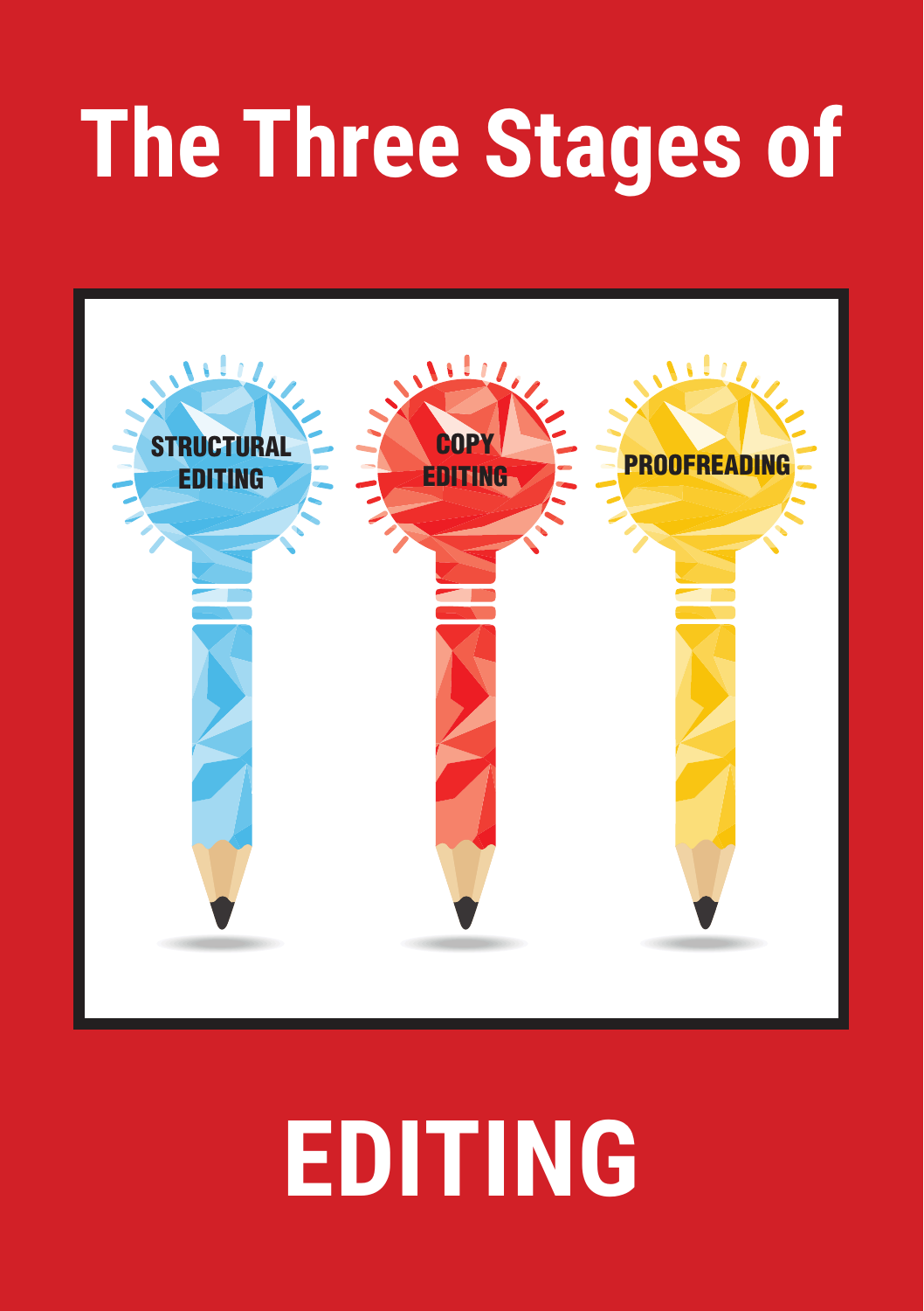# The Three Stages of

STRUCTURAL EDITING

COPY EDITING

PROOFREADING

# EDITING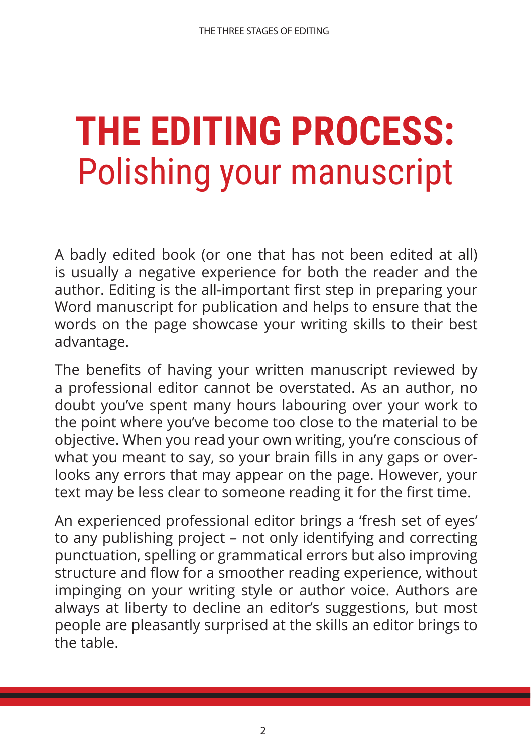# THE EDITING PROCESS: Polishing your manuscript

A badly edited book (or one that has not been edited at all) is usually a negative experience for both the reader and the author. Editing is the all-important first step in preparing your Word manuscript for publication and helps to ensure that the words on the page showcase your writing skills to their best advantage.

The benefits of having your written manuscript reviewed by a professional editor cannot be overstated. As an author, no doubt you've spent many hours labouring over your work to the point where you've become too close to the material to be objective. When you read your own writing, you're conscious of what you meant to say, so your brain fills in any gaps or overlooks any errors that may appear on the page. However, your text may be less clear to someone reading it for the first time.

An experienced professional editor brings a 'fresh set of eyes' to any publishing project – not only identifying and correcting punctuation, spelling or grammatical errors but also improving structure and flow for a smoother reading experience, without impinging on your writing style or author voice. Authors are always at liberty to decline an editor's suggestions, but most people are pleasantly surprised at the skills an editor brings to the table.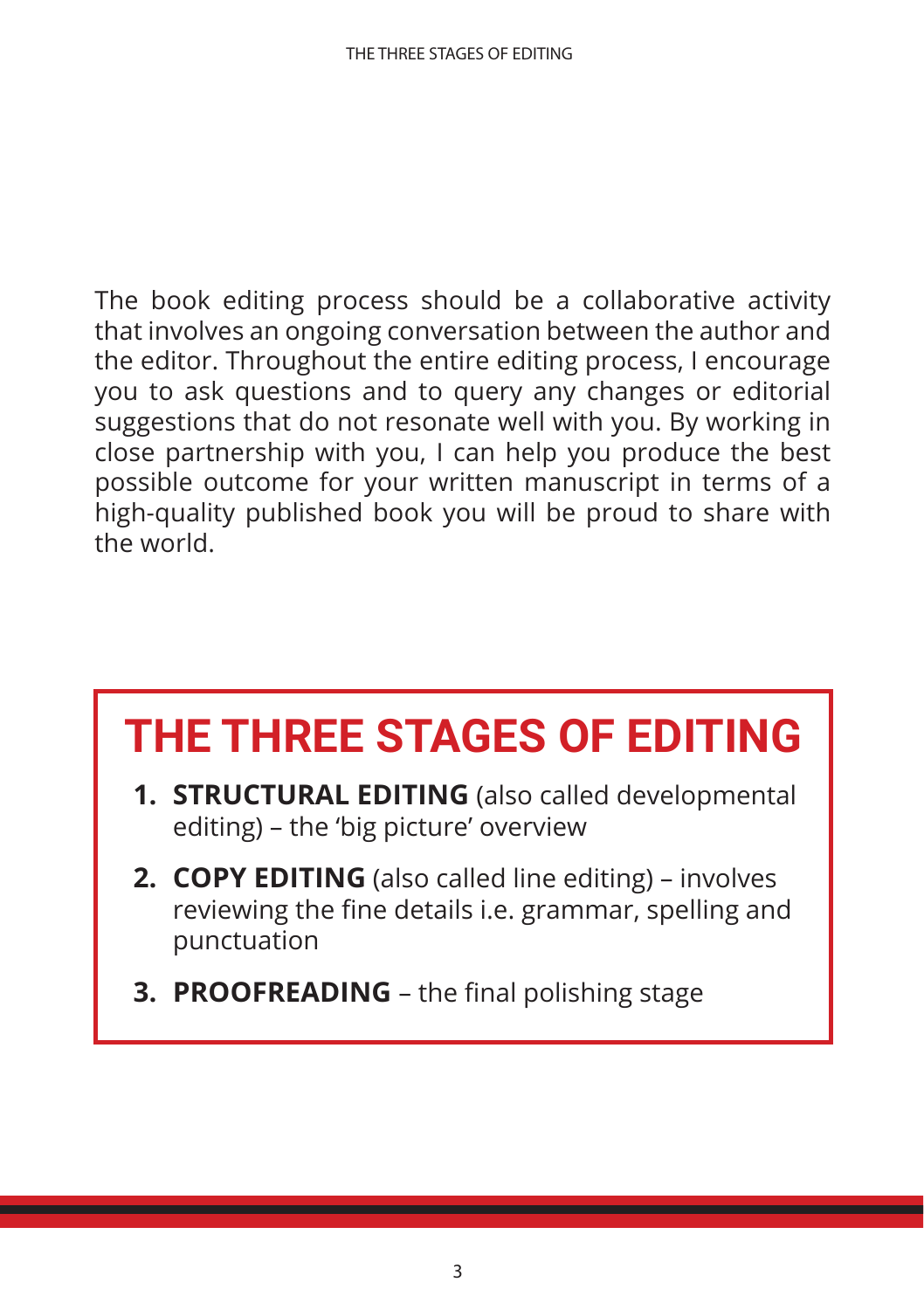The book editing process should be a collaborative activity that involves an ongoing conversation between the author and the editor. Throughout the entire editing process, I encourage you to ask questions and to query any changes or editorial suggestions that do not resonate well with you. By working in close partnership with you, I can help you produce the best possible outcome for your written manuscript in terms of a high-quality published book you will be proud to share with the world.

## THE THREE STAGES OF EDITING

1. **STRUCTURAL EDITING** (also called developmental editing) – the 'big picture' overview
2. **COPY EDITING** (also called line editing) – involves reviewing the fine details i.e. grammar, spelling and punctuation
3. **PROOFREADING** – the final polishing stage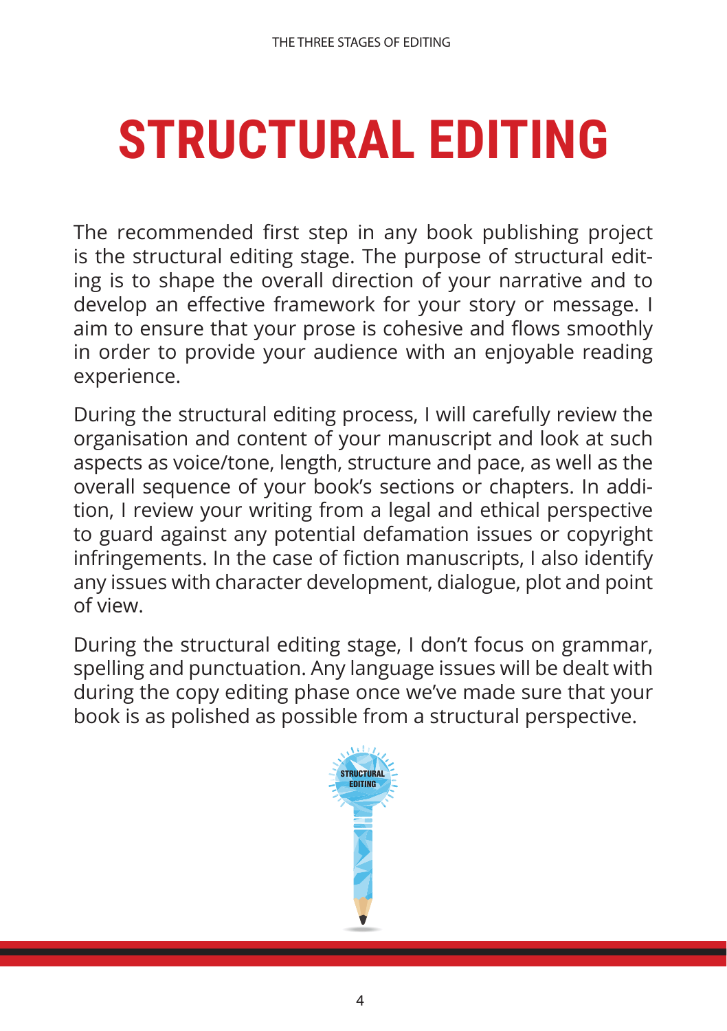# STRUCTURAL EDITING

The recommended first step in any book publishing project is the structural editing stage. The purpose of structural editing is to shape the overall direction of your narrative and to develop an effective framework for your story or message. I aim to ensure that your prose is cohesive and flows smoothly in order to provide your audience with an enjoyable reading experience.

During the structural editing process, I will carefully review the organisation and content of your manuscript and look at such aspects as voice/tone, length, structure and pace, as well as the overall sequence of your book's sections or chapters. In addition, I review your writing from a legal and ethical perspective to guard against any potential defamation issues or copyright infringements. In the case of fiction manuscripts, I also identify any issues with character development, dialogue, plot and point of view.

During the structural editing stage, I don't focus on grammar, spelling and punctuation. Any language issues will be dealt with during the copy editing phase once we've made sure that your book is as polished as possible from a structural perspective.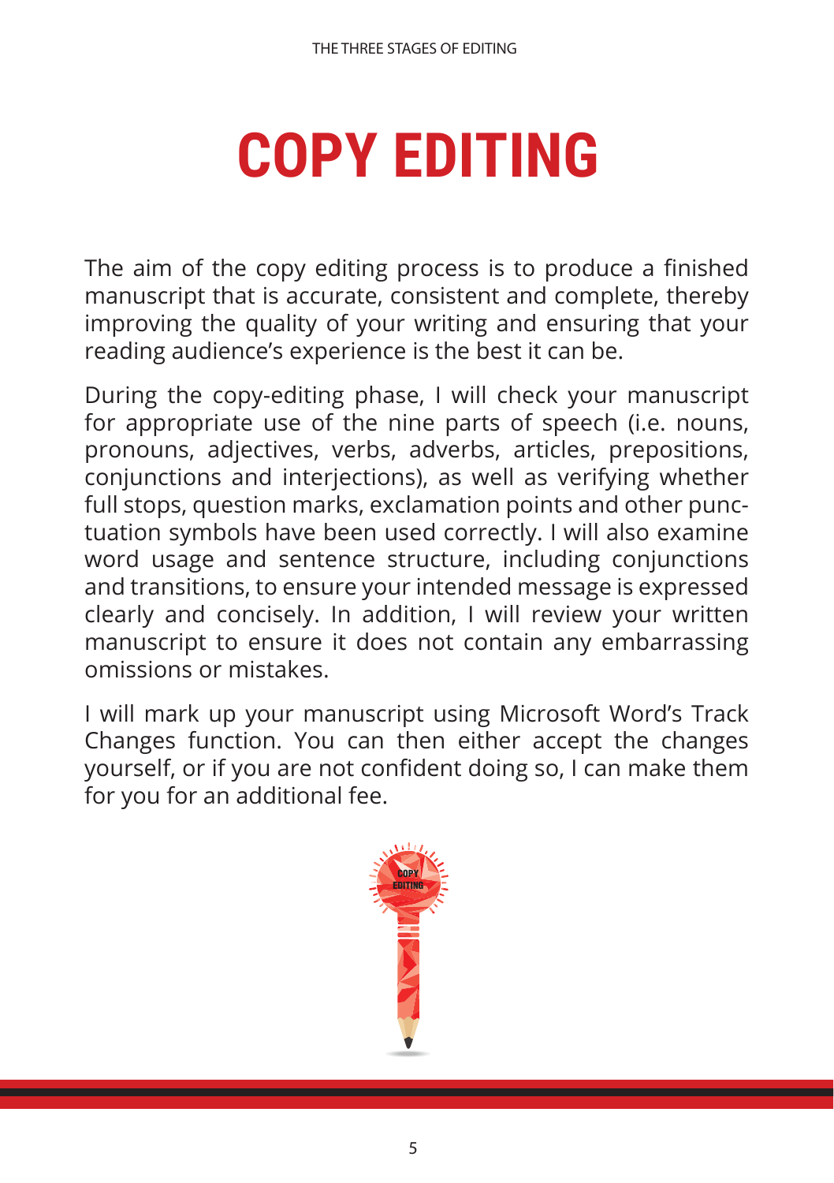# COPY EDITING

The aim of the copy editing process is to produce a finished manuscript that is accurate, consistent and complete, thereby improving the quality of your writing and ensuring that your reading audience's experience is the best it can be.

During the copy-editing phase, I will check your manuscript for appropriate use of the nine parts of speech (i.e. nouns, pronouns, adjectives, verbs, adverbs, articles, prepositions, conjunctions and interjections), as well as verifying whether full stops, question marks, exclamation points and other punctuation symbols have been used correctly. I will also examine word usage and sentence structure, including conjunctions and transitions, to ensure your intended message is expressed clearly and concisely. In addition, I will review your written manuscript to ensure it does not contain any embarrassing omissions or mistakes.

I will mark up your manuscript using Microsoft Word's Track Changes function. You can then either accept the changes yourself, or if you are not confident doing so, I can make them for you for an additional fee.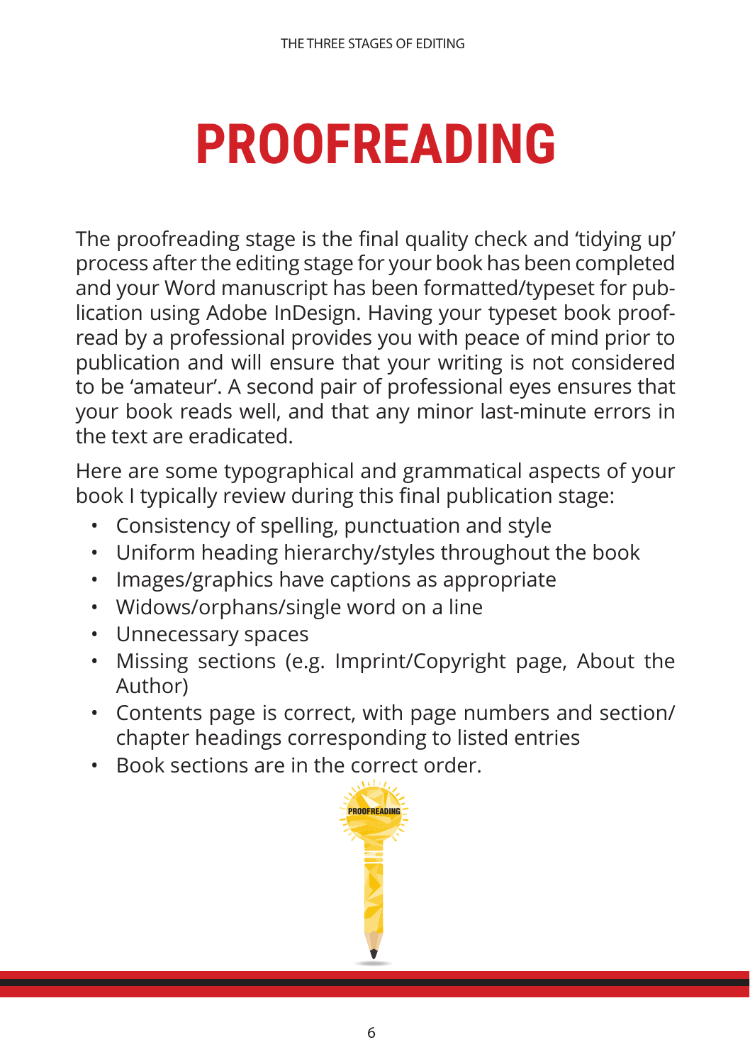# PROOFREADING

The proofreading stage is the final quality check and 'tidying up' process after the editing stage for your book has been completed and your Word manuscript has been formatted/typeset for publication using Adobe InDesign. Having your typeset book proofread by a professional provides you with peace of mind prior to publication and will ensure that your writing is not considered to be 'amateur'. A second pair of professional eyes ensures that your book reads well, and that any minor last-minute errors in the text are eradicated.

Here are some typographical and grammatical aspects of your book I typically review during this final publication stage:

- Consistency of spelling, punctuation and style
- Uniform heading hierarchy/styles throughout the book
- Images/graphics have captions as appropriate
- Widows/orphans/single word on a line
- Unnecessary spaces
- Missing sections (e.g. Imprint/Copyright page, About the Author)
- Contents page is correct, with page numbers and section/chapter headings corresponding to listed entries
- Book sections are in the correct order.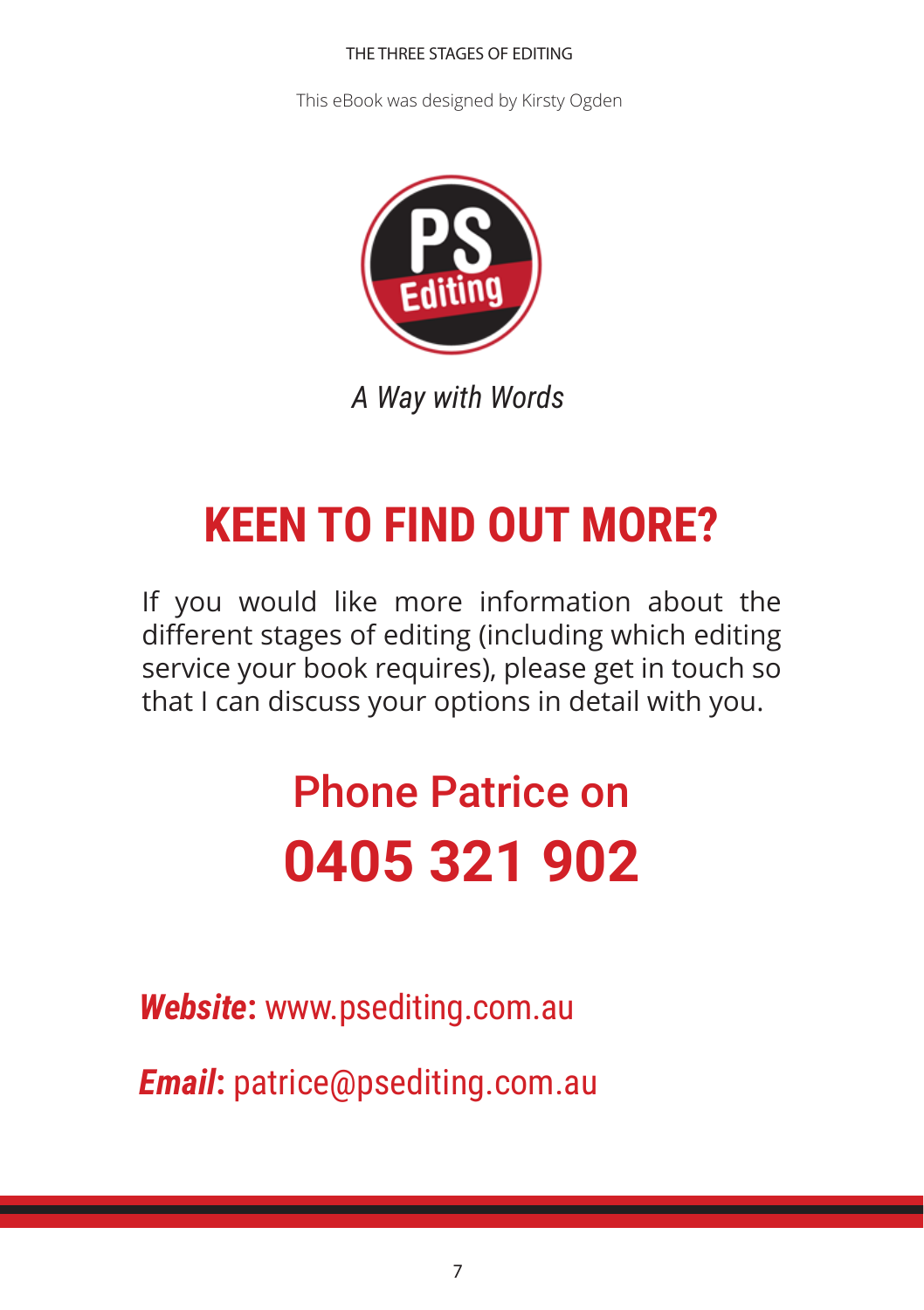This eBook was designed by Kirsty Ogden

*A Way with Words*

# KEEN TO FIND OUT MORE?

If you would like more information about the different stages of editing (including which editing service your book requires), please get in touch so that I can discuss your options in detail with you.

## Phone Patrice on

## 0405 321 902

***Website*:** www.psediting.com.au

***Email*:** patrice@psediting.com.au